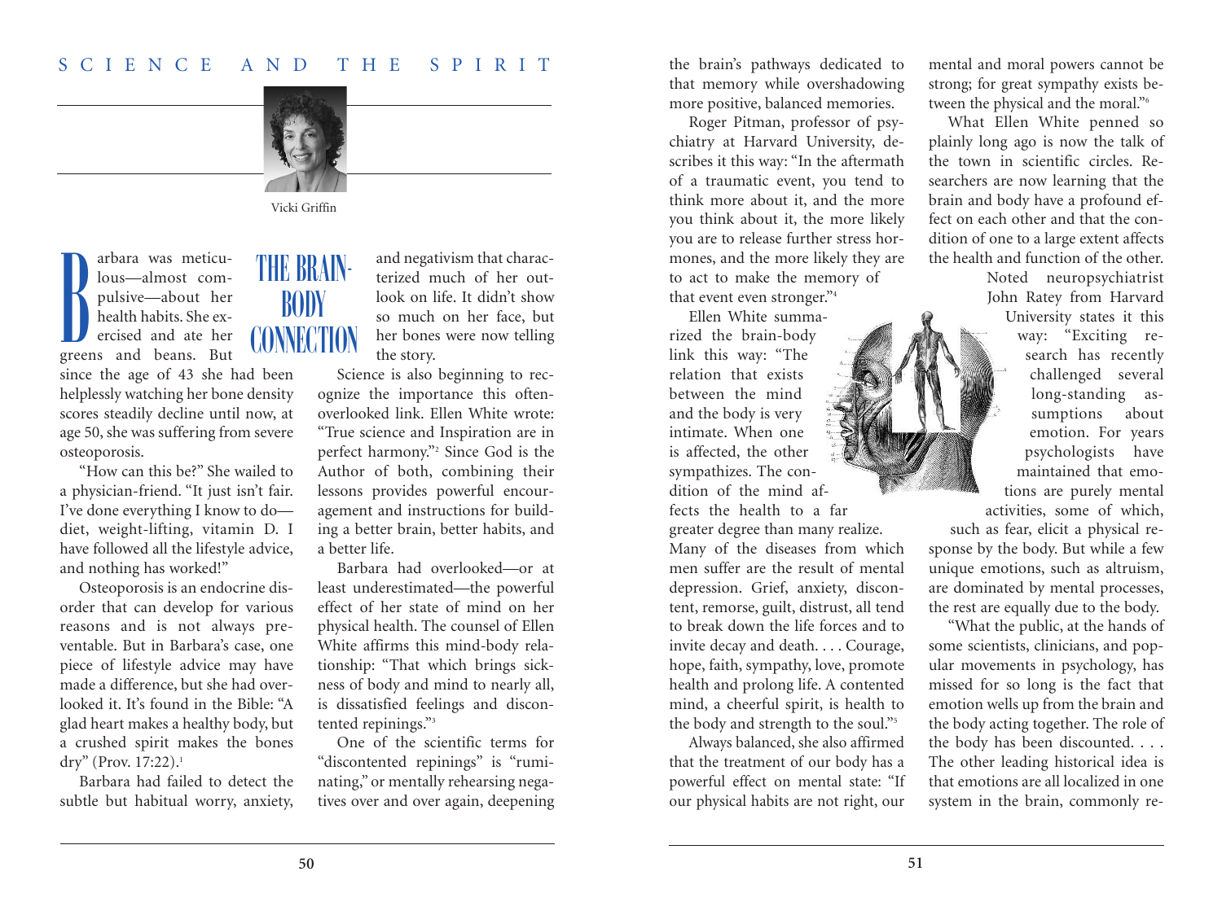# THE BRAIN-BODY CONNECTION

Vicki Griffin

Barbara was meticulous—almost compulsive—about her health habits. She exercised and ate her greens and beans. But since the age of 43 she had been helplessly watching her bone density scores steadily decline until now, at age 50, she was suffering from severe osteoporosis.

"How can this be?" She wailed to a physician-friend. "It just isn't fair. I've done everything I know to do—diet, weight-lifting, vitamin D. I have followed all the lifestyle advice, and nothing has worked!"

Osteoporosis is an endocrine disorder that can develop for various reasons and is not always preventable. But in Barbara's case, one piece of lifestyle advice may have made a difference, but she had overlooked it. It's found in the Bible: "A glad heart makes a healthy body, but a crushed spirit makes the bones dry" (Prov. 17:22).[1]

Barbara had failed to detect the subtle but habitual worry, anxiety, and negativism that characterized much of her outlook on life. It didn't show so much on her face, but her bones were now telling the story.

Science is also beginning to recognize the importance this often-overlooked link. Ellen White wrote: "True science and Inspiration are in perfect harmony."[2] Since God is the Author of both, combining their lessons provides powerful encouragement and instructions for building a better brain, better habits, and a better life.

Barbara had overlooked—or at least underestimated—the powerful effect of her state of mind on her physical health. The counsel of Ellen White affirms this mind-body relationship: "That which brings sickness of body and mind to nearly all, is dissatisfied feelings and discontented repinings."[3]

One of the scientific terms for "discontented repinings" is "ruminating," or mentally rehearsing negatives over and over again, deepening the brain's pathways dedicated to that memory while overshadowing more positive, balanced memories.

Roger Pitman, professor of psychiatry at Harvard University, describes it this way: "In the aftermath of a traumatic event, you tend to think more about it, and the more you think about it, the more likely you are to release further stress hormones, and the more likely they are to act to make the memory of that event even stronger."[4]

Ellen White summarized the brain-body link this way: "The relation that exists between the mind and the body is very intimate. When one is affected, the other sympathizes. The condition of the mind affects the health to a far greater degree than many realize. Many of the diseases from which men suffer are the result of mental depression. Grief, anxiety, discontent, remorse, guilt, distrust, all tend to break down the life forces and to invite decay and death. . . . Courage, hope, faith, sympathy, love, promote health and prolong life. A contented mind, a cheerful spirit, is health to the body and strength to the soul."[5]

Always balanced, she also affirmed that the treatment of our body has a powerful effect on mental state: "If our physical habits are not right, our mental and moral powers cannot be strong; for great sympathy exists between the physical and the moral."[6]

What Ellen White penned so plainly long ago is now the talk of the town in scientific circles. Researchers are now learning that the brain and body have a profound effect on each other and that the condition of one to a large extent affects the health and function of the other.

Noted neuropsychiatrist John Ratey from Harvard University states it this way: "Exciting research has recently challenged several long-standing assumptions about emotion. For years psychologists have maintained that emotions are purely mental activities, some of which, such as fear, elicit a physical response by the body. But while a few unique emotions, such as altruism, are dominated by mental processes, the rest are equally due to the body.

"What the public, at the hands of some scientists, clinicians, and popular movements in psychology, has missed for so long is the fact that emotion wells up from the brain and the body acting together. The role of the body has been discounted. . . . The other leading historical idea is that emotions are all localized in one system in the brain, commonly re-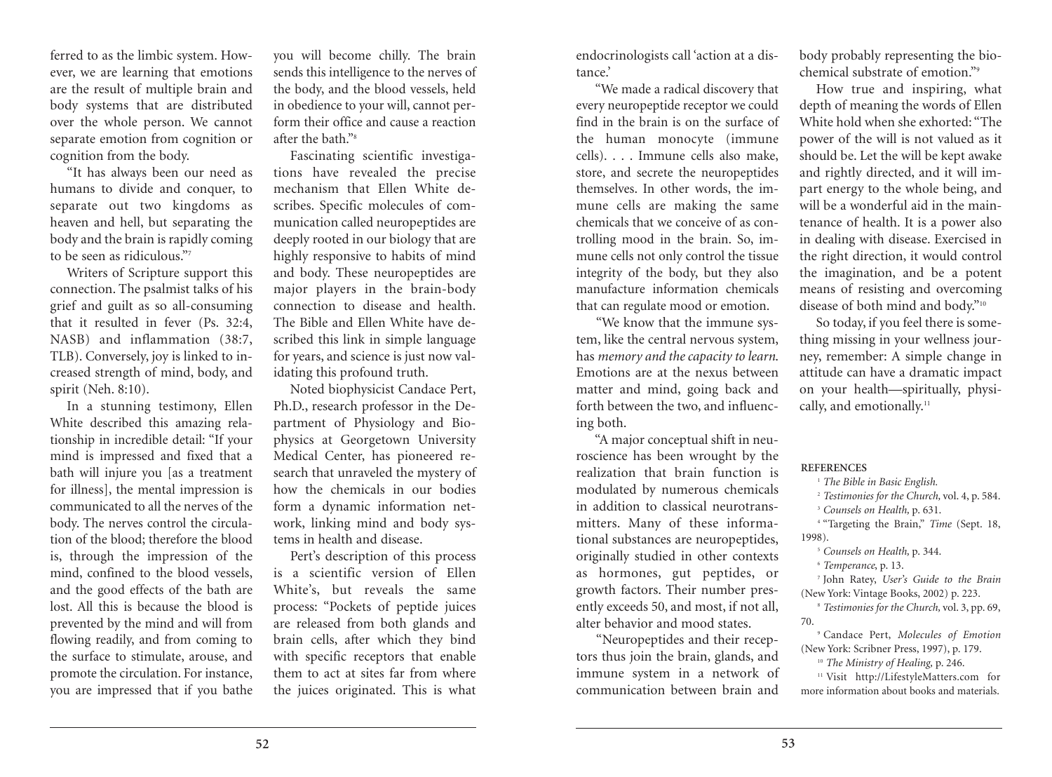ferred to as the limbic system. However, we are learning that emotions are the result of multiple brain and body systems that are distributed over the whole person. We cannot separate emotion from cognition or cognition from the body.

"It has always been our need as humans to divide and conquer, to separate out two kingdoms as heaven and hell, but separating the body and the brain is rapidly coming to be seen as ridiculous."[7]

Writers of Scripture support this connection. The psalmist talks of his grief and guilt as so all-consuming that it resulted in fever (Ps. 32:4, NASB) and inflammation (38:7, TLB). Conversely, joy is linked to increased strength of mind, body, and spirit (Neh. 8:10).

In a stunning testimony, Ellen White described this amazing relationship in incredible detail: "If your mind is impressed and fixed that a bath will injure you [as a treatment for illness], the mental impression is communicated to all the nerves of the body. The nerves control the circulation of the blood; therefore the blood is, through the impression of the mind, confined to the blood vessels, and the good effects of the bath are lost. All this is because the blood is prevented by the mind and will from flowing readily, and from coming to the surface to stimulate, arouse, and promote the circulation. For instance, you are impressed that if you bathe you will become chilly. The brain sends this intelligence to the nerves of the body, and the blood vessels, held in obedience to your will, cannot perform their office and cause a reaction after the bath."[8]

Fascinating scientific investigations have revealed the precise mechanism that Ellen White describes. Specific molecules of communication called neuropeptides are deeply rooted in our biology that are highly responsive to habits of mind and body. These neuropeptides are major players in the brain-body connection to disease and health. The Bible and Ellen White have described this link in simple language for years, and science is just now validating this profound truth.

Noted biophysicist Candace Pert, Ph.D., research professor in the Department of Physiology and Biophysics at Georgetown University Medical Center, has pioneered research that unraveled the mystery of how the chemicals in our bodies form a dynamic information network, linking mind and body systems in health and disease.

Pert's description of this process is a scientific version of Ellen White's, but reveals the same process: "Pockets of peptide juices are released from both glands and brain cells, after which they bind with specific receptors that enable them to act at sites far from where the juices originated. This is what endocrinologists call 'action at a distance.'

"We made a radical discovery that every neuropeptide receptor we could find in the brain is on the surface of the human monocyte (immune cells). . . . Immune cells also make, store, and secrete the neuropeptides themselves. In other words, the immune cells are making the same chemicals that we conceive of as controlling mood in the brain. So, immune cells not only control the tissue integrity of the body, but they also manufacture information chemicals that can regulate mood or emotion.

"We know that the immune system, like the central nervous system, has *memory and the capacity to learn.* Emotions are at the nexus between matter and mind, going back and forth between the two, and influencing both.

"A major conceptual shift in neuroscience has been wrought by the realization that brain function is modulated by numerous chemicals in addition to classical neurotransmitters. Many of these informational substances are neuropeptides, originally studied in other contexts as hormones, gut peptides, or growth factors. Their number presently exceeds 50, and most, if not all, alter behavior and mood states.

"Neuropeptides and their receptors thus join the brain, glands, and immune system in a network of communication between brain and body probably representing the biochemical substrate of emotion."[9]

How true and inspiring, what depth of meaning the words of Ellen White hold when she exhorted: "The power of the will is not valued as it should be. Let the will be kept awake and rightly directed, and it will impart energy to the whole being, and will be a wonderful aid in the maintenance of health. It is a power also in dealing with disease. Exercised in the right direction, it would control the imagination, and be a potent means of resisting and overcoming disease of both mind and body."[10]

So today, if you feel there is something missing in your wellness journey, remember: A simple change in attitude can have a dramatic impact on your health—spiritually, physically, and emotionally.[11]

**REFERENCES**

[1] *The Bible in Basic English.*

[2] *Testimonies for the Church,* vol. 4, p. 584.

[3] *Counsels on Health,* p. 631.

[4] "Targeting the Brain," *Time* (Sept. 18, 1998).

[5] *Counsels on Health,* p. 344.

[6] *Temperance*, p. 13.

[7] John Ratey, *User's Guide to the Brain* (New York: Vintage Books, 2002) p. 223.

[8] *Testimonies for the Church,* vol. 3, pp. 69, 70.

[9] Candace Pert, *Molecules of Emotion* (New York: Scribner Press, 1997), p. 179.

[10] *The Ministry of Healing,* p. 246.

[11] Visit http://LifestyleMatters.com for more information about books and materials.